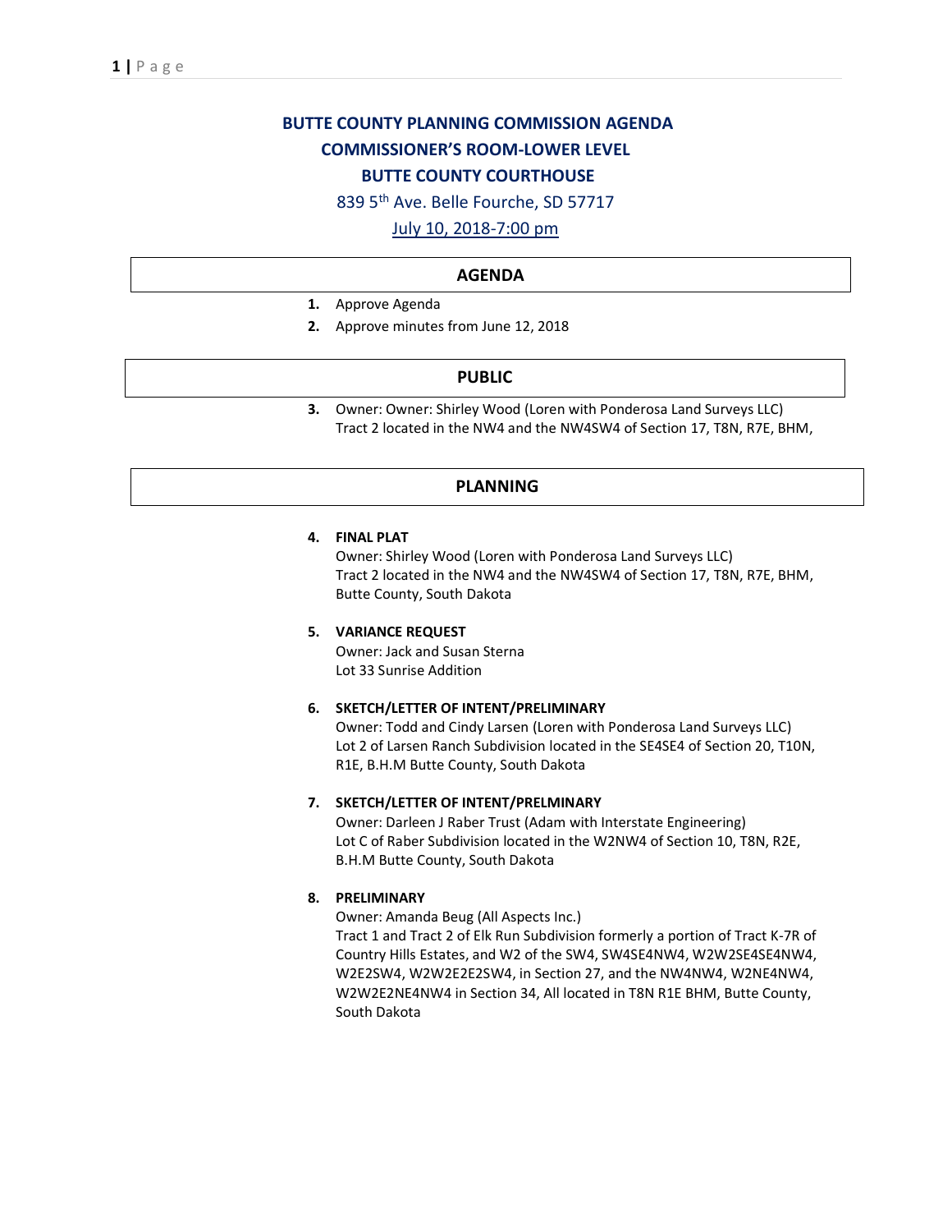# BUTTE COUNTY PLANNING COMMISSION AGENDA
## COMMISSIONER'S ROOM-LOWER LEVEL
## BUTTE COUNTY COURTHOUSE

839 5th Ave. Belle Fourche, SD 57717

July 10, 2018-7:00 pm

## AGENDA

1. Approve Agenda
2. Approve minutes from June 12, 2018

## PUBLIC

3. Owner: Owner: Shirley Wood (Loren with Ponderosa Land Surveys LLC) Tract 2 located in the NW4 and the NW4SW4 of Section 17, T8N, R7E, BHM,

## PLANNING

4. **FINAL PLAT**
   Owner: Shirley Wood (Loren with Ponderosa Land Surveys LLC)
   Tract 2 located in the NW4 and the NW4SW4 of Section 17, T8N, R7E, BHM, Butte County, South Dakota

5. **VARIANCE REQUEST**
   Owner: Jack and Susan Sterna
   Lot 33 Sunrise Addition

6. **SKETCH/LETTER OF INTENT/PRELIMINARY**
   Owner: Todd and Cindy Larsen (Loren with Ponderosa Land Surveys LLC)
   Lot 2 of Larsen Ranch Subdivision located in the SE4SE4 of Section 20, T10N, R1E, B.H.M Butte County, South Dakota

7. **SKETCH/LETTER OF INTENT/PRELMINARY**
   Owner: Darleen J Raber Trust (Adam with Interstate Engineering)
   Lot C of Raber Subdivision located in the W2NW4 of Section 10, T8N, R2E, B.H.M Butte County, South Dakota

8. **PRELIMINARY**
   Owner: Amanda Beug (All Aspects Inc.)
   Tract 1 and Tract 2 of Elk Run Subdivision formerly a portion of Tract K-7R of Country Hills Estates, and W2 of the SW4, SW4SE4NW4, W2W2SE4SE4NW4, W2E2SW4, W2W2E2E2SW4, in Section 27, and the NW4NW4, W2NE4NW4, W2W2E2NE4NW4 in Section 34, All located in T8N R1E BHM, Butte County, South Dakota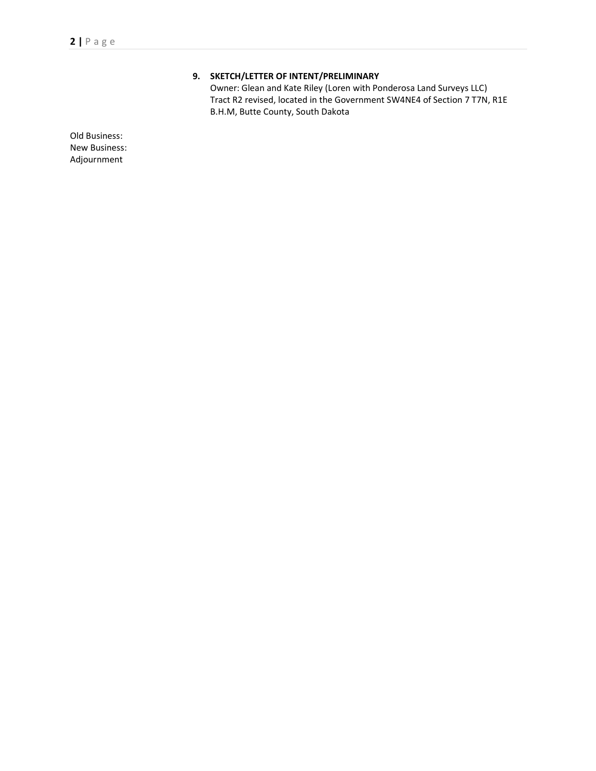9. **SKETCH/LETTER OF INTENT/PRELIMINARY**
   Owner: Glean and Kate Riley (Loren with Ponderosa Land Surveys LLC)
   Tract R2 revised, located in the Government SW4NE4 of Section 7 T7N, R1E
   B.H.M, Butte County, South Dakota

Old Business:
New Business:
Adjournment